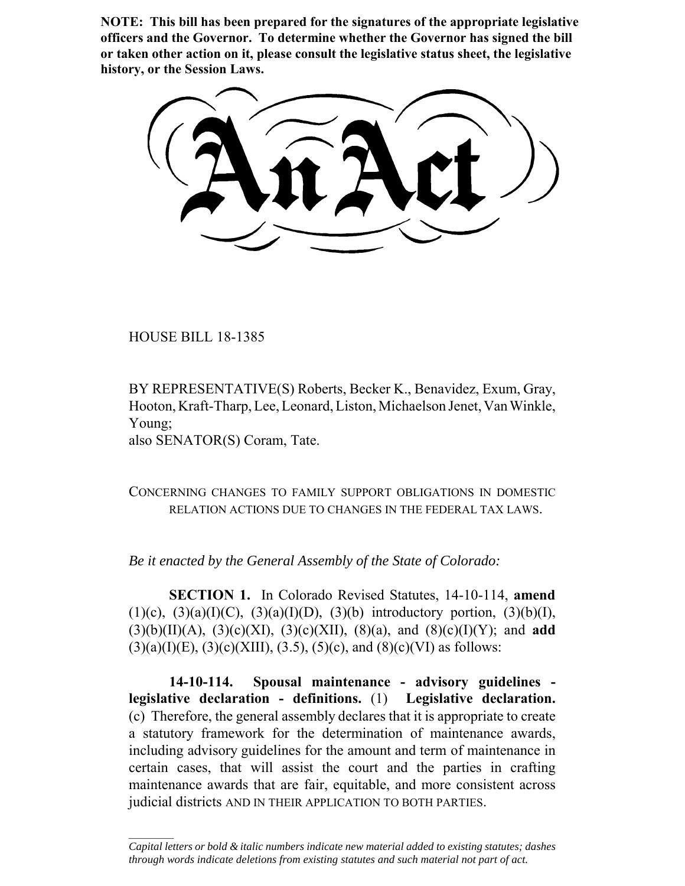**NOTE: This bill has been prepared for the signatures of the appropriate legislative officers and the Governor. To determine whether the Governor has signed the bill or taken other action on it, please consult the legislative status sheet, the legislative history, or the Session Laws.**

# An Act

HOUSE BILL 18-1385

BY REPRESENTATIVE(S) Roberts, Becker K., Benavidez, Exum, Gray, Hooton, Kraft-Tharp, Lee, Leonard, Liston, Michaelson Jenet, Van Winkle, Young;
also SENATOR(S) Coram, Tate.

CONCERNING CHANGES TO FAMILY SUPPORT OBLIGATIONS IN DOMESTIC RELATION ACTIONS DUE TO CHANGES IN THE FEDERAL TAX LAWS.

*Be it enacted by the General Assembly of the State of Colorado:*

**SECTION 1.** In Colorado Revised Statutes, 14-10-114, **amend** (1)(c), (3)(a)(I)(C), (3)(a)(I)(D), (3)(b) introductory portion, (3)(b)(I), (3)(b)(II)(A), (3)(c)(XI), (3)(c)(XII), (8)(a), and (8)(c)(I)(Y); and **add** (3)(a)(I)(E), (3)(c)(XIII), (3.5), (5)(c), and (8)(c)(VI) as follows:

**14-10-114. Spousal maintenance - advisory guidelines - legislative declaration - definitions.** (1) **Legislative declaration.** (c) Therefore, the general assembly declares that it is appropriate to create a statutory framework for the determination of maintenance awards, including advisory guidelines for the amount and term of maintenance in certain cases, that will assist the court and the parties in crafting maintenance awards that are fair, equitable, and more consistent across judicial districts AND IN THEIR APPLICATION TO BOTH PARTIES.

*Capital letters or bold & italic numbers indicate new material added to existing statutes; dashes through words indicate deletions from existing statutes and such material not part of act.*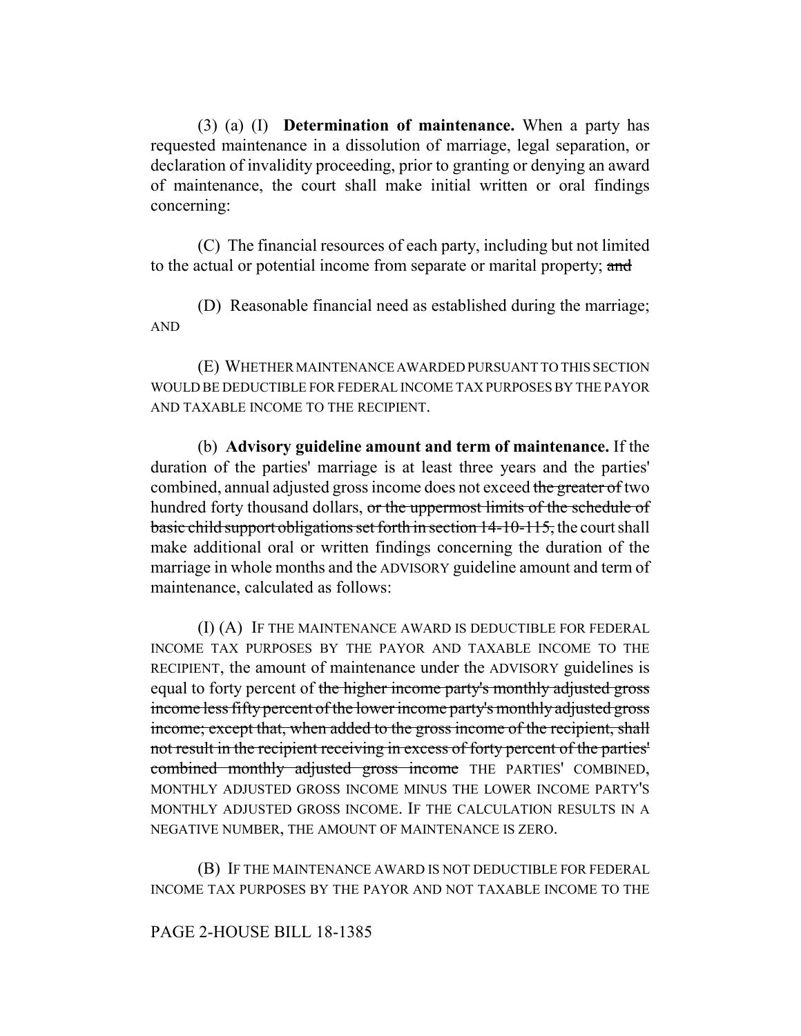(3) (a) (I) **Determination of maintenance.** When a party has requested maintenance in a dissolution of marriage, legal separation, or declaration of invalidity proceeding, prior to granting or denying an award of maintenance, the court shall make initial written or oral findings concerning:

(C) The financial resources of each party, including but not limited to the actual or potential income from separate or marital property; ~~and~~

(D) Reasonable financial need as established during the marriage; AND

(E) WHETHER MAINTENANCE AWARDED PURSUANT TO THIS SECTION WOULD BE DEDUCTIBLE FOR FEDERAL INCOME TAX PURPOSES BY THE PAYOR AND TAXABLE INCOME TO THE RECIPIENT.

(b) **Advisory guideline amount and term of maintenance.** If the duration of the parties' marriage is at least three years and the parties' combined, annual adjusted gross income does not exceed ~~the greater of~~ two hundred forty thousand dollars, ~~or the uppermost limits of the schedule of basic child support obligations set forth in section 14-10-115,~~ the court shall make additional oral or written findings concerning the duration of the marriage in whole months and the ADVISORY guideline amount and term of maintenance, calculated as follows:

(I) (A) IF THE MAINTENANCE AWARD IS DEDUCTIBLE FOR FEDERAL INCOME TAX PURPOSES BY THE PAYOR AND TAXABLE INCOME TO THE RECIPIENT, the amount of maintenance under the ADVISORY guidelines is equal to forty percent of ~~the higher income party's monthly adjusted gross income less fifty percent of the lower income party's monthly adjusted gross income; except that, when added to the gross income of the recipient, shall not result in the recipient receiving in excess of forty percent of the parties' combined monthly adjusted gross income~~ THE PARTIES' COMBINED, MONTHLY ADJUSTED GROSS INCOME MINUS THE LOWER INCOME PARTY'S MONTHLY ADJUSTED GROSS INCOME. IF THE CALCULATION RESULTS IN A NEGATIVE NUMBER, THE AMOUNT OF MAINTENANCE IS ZERO.

(B) IF THE MAINTENANCE AWARD IS NOT DEDUCTIBLE FOR FEDERAL INCOME TAX PURPOSES BY THE PAYOR AND NOT TAXABLE INCOME TO THE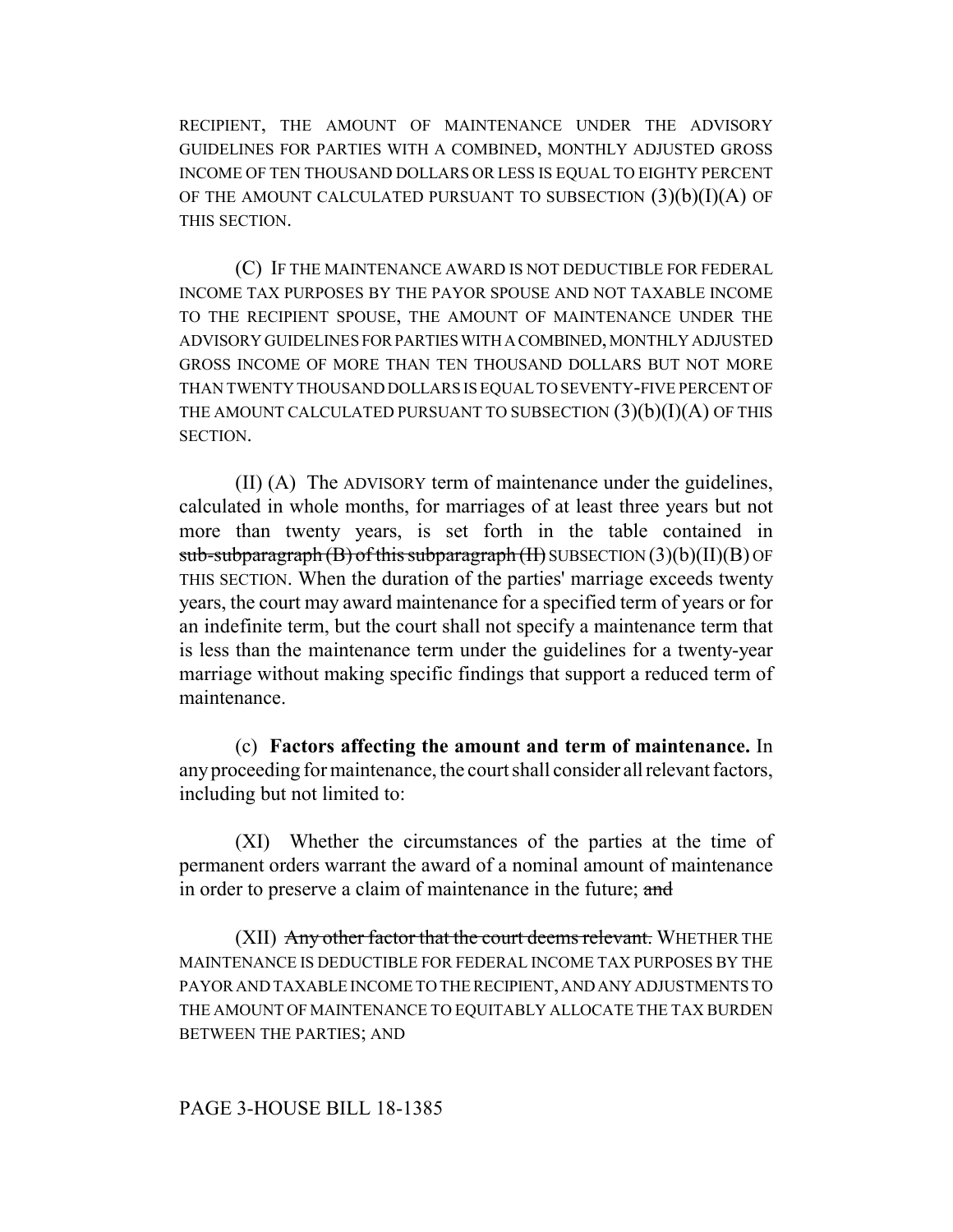RECIPIENT, THE AMOUNT OF MAINTENANCE UNDER THE ADVISORY GUIDELINES FOR PARTIES WITH A COMBINED, MONTHLY ADJUSTED GROSS INCOME OF TEN THOUSAND DOLLARS OR LESS IS EQUAL TO EIGHTY PERCENT OF THE AMOUNT CALCULATED PURSUANT TO SUBSECTION (3)(b)(I)(A) OF THIS SECTION.

(C) IF THE MAINTENANCE AWARD IS NOT DEDUCTIBLE FOR FEDERAL INCOME TAX PURPOSES BY THE PAYOR SPOUSE AND NOT TAXABLE INCOME TO THE RECIPIENT SPOUSE, THE AMOUNT OF MAINTENANCE UNDER THE ADVISORY GUIDELINES FOR PARTIES WITH A COMBINED, MONTHLY ADJUSTED GROSS INCOME OF MORE THAN TEN THOUSAND DOLLARS BUT NOT MORE THAN TWENTY THOUSAND DOLLARS IS EQUAL TO SEVENTY-FIVE PERCENT OF THE AMOUNT CALCULATED PURSUANT TO SUBSECTION (3)(b)(I)(A) OF THIS SECTION.

(II) (A) The ADVISORY term of maintenance under the guidelines, calculated in whole months, for marriages of at least three years but not more than twenty years, is set forth in the table contained in ~~sub-subparagraph (B) of this subparagraph (II)~~ SUBSECTION (3)(b)(II)(B) OF THIS SECTION. When the duration of the parties' marriage exceeds twenty years, the court may award maintenance for a specified term of years or for an indefinite term, but the court shall not specify a maintenance term that is less than the maintenance term under the guidelines for a twenty-year marriage without making specific findings that support a reduced term of maintenance.

(c) **Factors affecting the amount and term of maintenance.** In any proceeding for maintenance, the court shall consider all relevant factors, including but not limited to:

(XI) Whether the circumstances of the parties at the time of permanent orders warrant the award of a nominal amount of maintenance in order to preserve a claim of maintenance in the future; ~~and~~

(XII) ~~Any other factor that the court deems relevant.~~ WHETHER THE MAINTENANCE IS DEDUCTIBLE FOR FEDERAL INCOME TAX PURPOSES BY THE PAYOR AND TAXABLE INCOME TO THE RECIPIENT, AND ANY ADJUSTMENTS TO THE AMOUNT OF MAINTENANCE TO EQUITABLY ALLOCATE THE TAX BURDEN BETWEEN THE PARTIES; AND

PAGE 3-HOUSE BILL 18-1385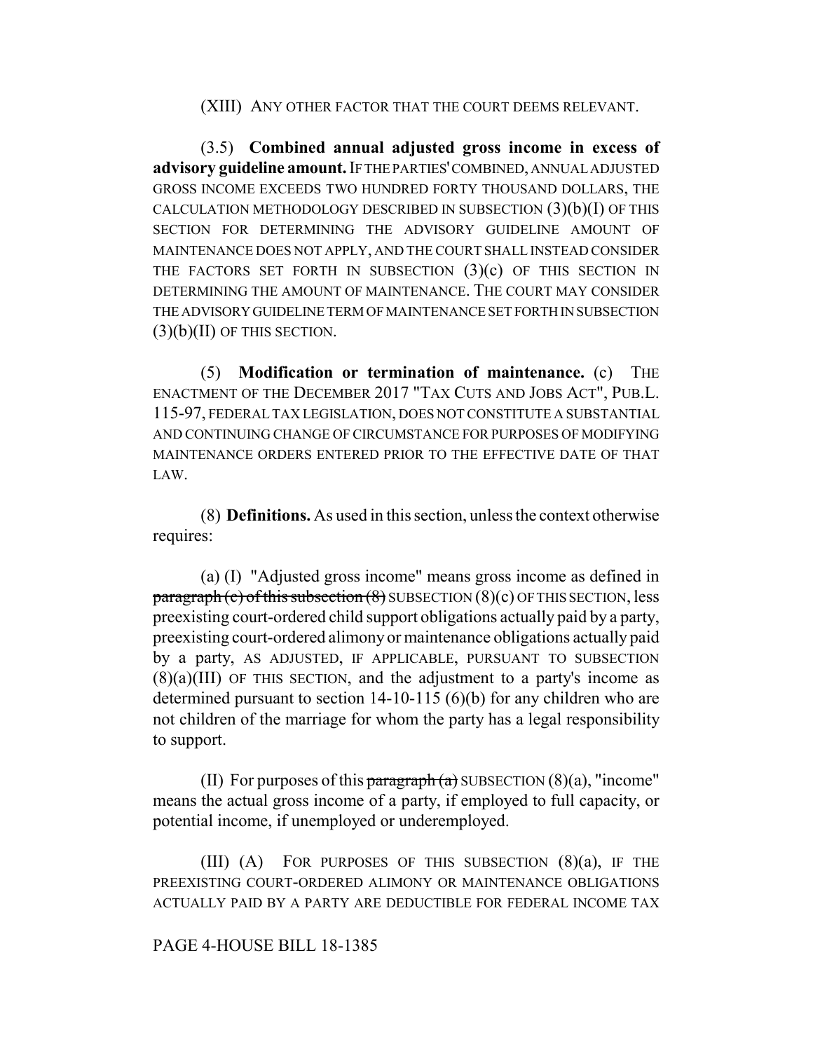(XIII) ANY OTHER FACTOR THAT THE COURT DEEMS RELEVANT.

(3.5) **Combined annual adjusted gross income in excess of advisory guideline amount.** IF THE PARTIES' COMBINED, ANNUAL ADJUSTED GROSS INCOME EXCEEDS TWO HUNDRED FORTY THOUSAND DOLLARS, THE CALCULATION METHODOLOGY DESCRIBED IN SUBSECTION (3)(b)(I) OF THIS SECTION FOR DETERMINING THE ADVISORY GUIDELINE AMOUNT OF MAINTENANCE DOES NOT APPLY, AND THE COURT SHALL INSTEAD CONSIDER THE FACTORS SET FORTH IN SUBSECTION (3)(c) OF THIS SECTION IN DETERMINING THE AMOUNT OF MAINTENANCE. THE COURT MAY CONSIDER THE ADVISORY GUIDELINE TERM OF MAINTENANCE SET FORTH IN SUBSECTION (3)(b)(II) OF THIS SECTION.

(5) **Modification or termination of maintenance.** (c) THE ENACTMENT OF THE DECEMBER 2017 "TAX CUTS AND JOBS ACT", PUB.L. 115-97, FEDERAL TAX LEGISLATION, DOES NOT CONSTITUTE A SUBSTANTIAL AND CONTINUING CHANGE OF CIRCUMSTANCE FOR PURPOSES OF MODIFYING MAINTENANCE ORDERS ENTERED PRIOR TO THE EFFECTIVE DATE OF THAT LAW.

(8) **Definitions.** As used in this section, unless the context otherwise requires:

(a) (I) "Adjusted gross income" means gross income as defined in ~~paragraph (c) of this subsection (8)~~ SUBSECTION (8)(c) OF THIS SECTION, less preexisting court-ordered child support obligations actually paid by a party, preexisting court-ordered alimony or maintenance obligations actually paid by a party, AS ADJUSTED, IF APPLICABLE, PURSUANT TO SUBSECTION (8)(a)(III) OF THIS SECTION, and the adjustment to a party's income as determined pursuant to section 14-10-115 (6)(b) for any children who are not children of the marriage for whom the party has a legal responsibility to support.

(II) For purposes of this ~~paragraph (a)~~ SUBSECTION (8)(a), "income" means the actual gross income of a party, if employed to full capacity, or potential income, if unemployed or underemployed.

(III) (A) FOR PURPOSES OF THIS SUBSECTION (8)(a), IF THE PREEXISTING COURT-ORDERED ALIMONY OR MAINTENANCE OBLIGATIONS ACTUALLY PAID BY A PARTY ARE DEDUCTIBLE FOR FEDERAL INCOME TAX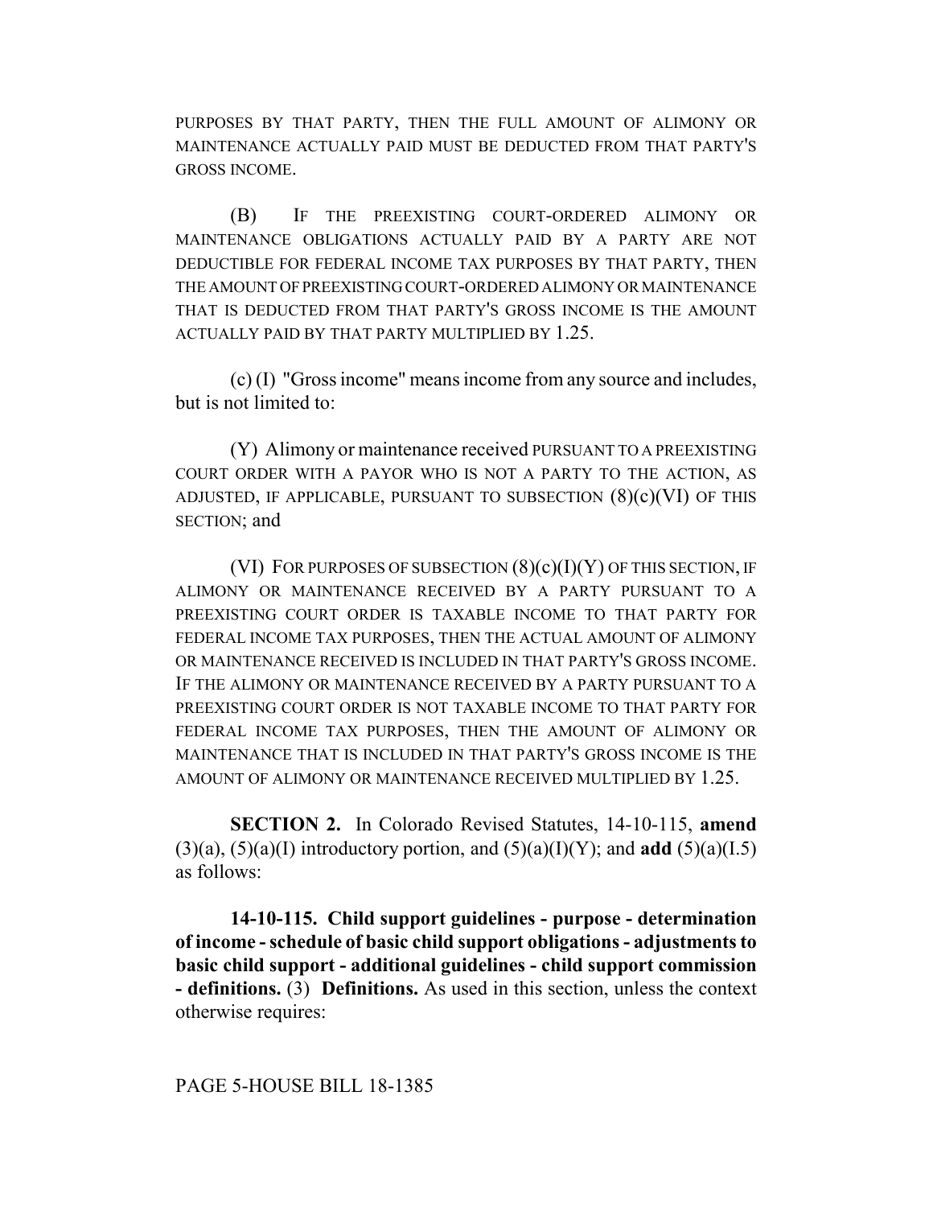PURPOSES BY THAT PARTY, THEN THE FULL AMOUNT OF ALIMONY OR MAINTENANCE ACTUALLY PAID MUST BE DEDUCTED FROM THAT PARTY'S GROSS INCOME.

(B) IF THE PREEXISTING COURT-ORDERED ALIMONY OR MAINTENANCE OBLIGATIONS ACTUALLY PAID BY A PARTY ARE NOT DEDUCTIBLE FOR FEDERAL INCOME TAX PURPOSES BY THAT PARTY, THEN THE AMOUNT OF PREEXISTING COURT-ORDERED ALIMONY OR MAINTENANCE THAT IS DEDUCTED FROM THAT PARTY'S GROSS INCOME IS THE AMOUNT ACTUALLY PAID BY THAT PARTY MULTIPLIED BY 1.25.

(c) (I) "Gross income" means income from any source and includes, but is not limited to:

(Y) Alimony or maintenance received PURSUANT TO A PREEXISTING COURT ORDER WITH A PAYOR WHO IS NOT A PARTY TO THE ACTION, AS ADJUSTED, IF APPLICABLE, PURSUANT TO SUBSECTION (8)(c)(VI) OF THIS SECTION; and

(VI) FOR PURPOSES OF SUBSECTION (8)(c)(I)(Y) OF THIS SECTION, IF ALIMONY OR MAINTENANCE RECEIVED BY A PARTY PURSUANT TO A PREEXISTING COURT ORDER IS TAXABLE INCOME TO THAT PARTY FOR FEDERAL INCOME TAX PURPOSES, THEN THE ACTUAL AMOUNT OF ALIMONY OR MAINTENANCE RECEIVED IS INCLUDED IN THAT PARTY'S GROSS INCOME. IF THE ALIMONY OR MAINTENANCE RECEIVED BY A PARTY PURSUANT TO A PREEXISTING COURT ORDER IS NOT TAXABLE INCOME TO THAT PARTY FOR FEDERAL INCOME TAX PURPOSES, THEN THE AMOUNT OF ALIMONY OR MAINTENANCE THAT IS INCLUDED IN THAT PARTY'S GROSS INCOME IS THE AMOUNT OF ALIMONY OR MAINTENANCE RECEIVED MULTIPLIED BY 1.25.

**SECTION 2.** In Colorado Revised Statutes, 14-10-115, **amend** (3)(a), (5)(a)(I) introductory portion, and (5)(a)(I)(Y); and **add** (5)(a)(I.5) as follows:

**14-10-115. Child support guidelines - purpose - determination of income - schedule of basic child support obligations - adjustments to basic child support - additional guidelines - child support commission - definitions.** (3) **Definitions.** As used in this section, unless the context otherwise requires: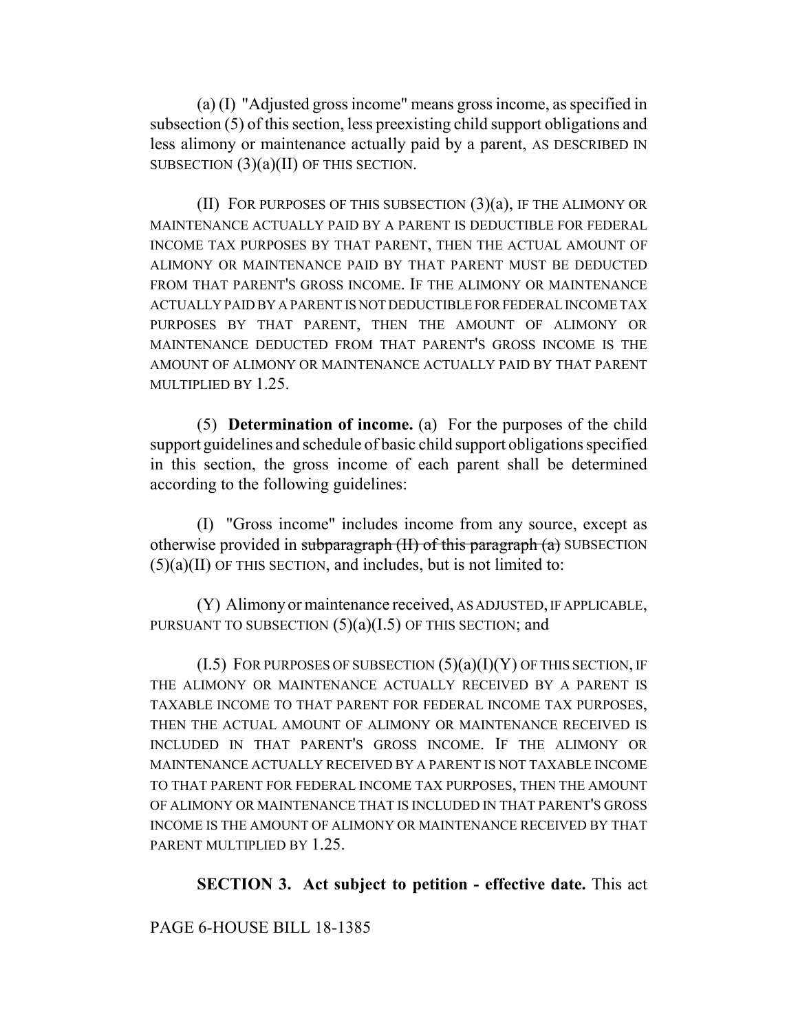(a) (I) "Adjusted gross income" means gross income, as specified in subsection (5) of this section, less preexisting child support obligations and less alimony or maintenance actually paid by a parent, AS DESCRIBED IN SUBSECTION (3)(a)(II) OF THIS SECTION.

(II) FOR PURPOSES OF THIS SUBSECTION (3)(a), IF THE ALIMONY OR MAINTENANCE ACTUALLY PAID BY A PARENT IS DEDUCTIBLE FOR FEDERAL INCOME TAX PURPOSES BY THAT PARENT, THEN THE ACTUAL AMOUNT OF ALIMONY OR MAINTENANCE PAID BY THAT PARENT MUST BE DEDUCTED FROM THAT PARENT'S GROSS INCOME. IF THE ALIMONY OR MAINTENANCE ACTUALLY PAID BY A PARENT IS NOT DEDUCTIBLE FOR FEDERAL INCOME TAX PURPOSES BY THAT PARENT, THEN THE AMOUNT OF ALIMONY OR MAINTENANCE DEDUCTED FROM THAT PARENT'S GROSS INCOME IS THE AMOUNT OF ALIMONY OR MAINTENANCE ACTUALLY PAID BY THAT PARENT MULTIPLIED BY 1.25.

(5) **Determination of income.** (a) For the purposes of the child support guidelines and schedule of basic child support obligations specified in this section, the gross income of each parent shall be determined according to the following guidelines:

(I) "Gross income" includes income from any source, except as otherwise provided in ~~subparagraph (II) of this paragraph (a)~~ SUBSECTION (5)(a)(II) OF THIS SECTION, and includes, but is not limited to:

(Y) Alimony or maintenance received, AS ADJUSTED, IF APPLICABLE, PURSUANT TO SUBSECTION (5)(a)(I.5) OF THIS SECTION; and

(I.5) FOR PURPOSES OF SUBSECTION (5)(a)(I)(Y) OF THIS SECTION, IF THE ALIMONY OR MAINTENANCE ACTUALLY RECEIVED BY A PARENT IS TAXABLE INCOME TO THAT PARENT FOR FEDERAL INCOME TAX PURPOSES, THEN THE ACTUAL AMOUNT OF ALIMONY OR MAINTENANCE RECEIVED IS INCLUDED IN THAT PARENT'S GROSS INCOME. IF THE ALIMONY OR MAINTENANCE ACTUALLY RECEIVED BY A PARENT IS NOT TAXABLE INCOME TO THAT PARENT FOR FEDERAL INCOME TAX PURPOSES, THEN THE AMOUNT OF ALIMONY OR MAINTENANCE THAT IS INCLUDED IN THAT PARENT'S GROSS INCOME IS THE AMOUNT OF ALIMONY OR MAINTENANCE RECEIVED BY THAT PARENT MULTIPLIED BY 1.25.

**SECTION 3. Act subject to petition - effective date.** This act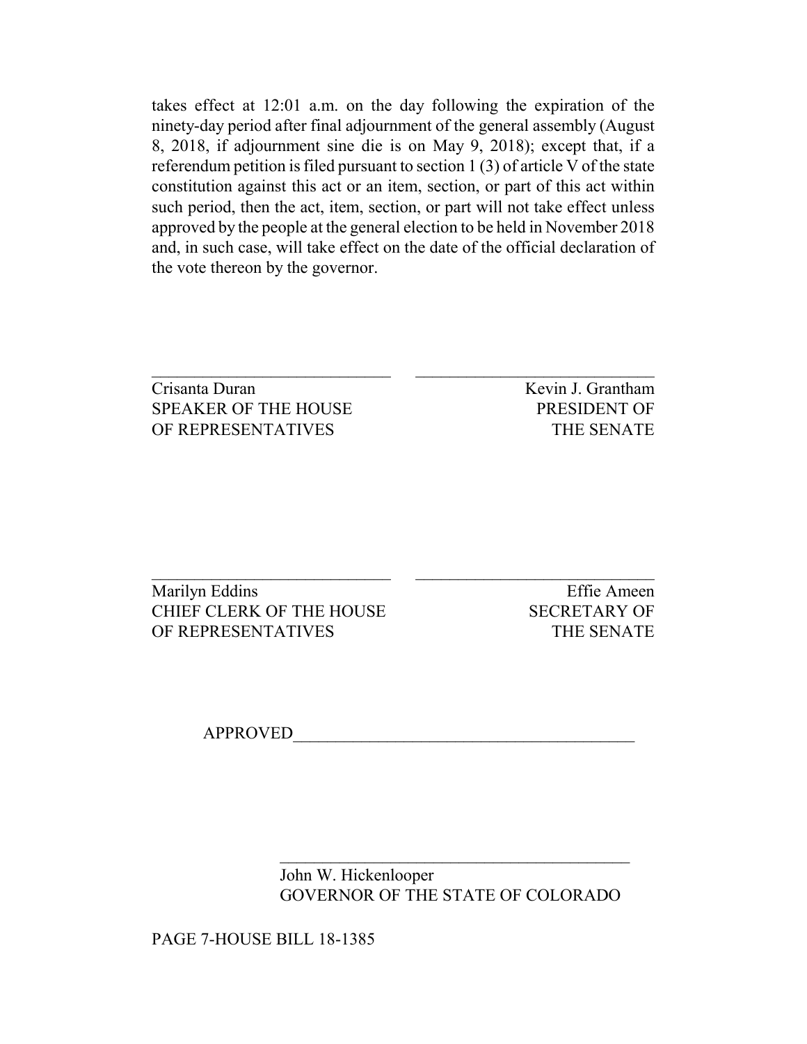takes effect at 12:01 a.m. on the day following the expiration of the ninety-day period after final adjournment of the general assembly (August 8, 2018, if adjournment sine die is on May 9, 2018); except that, if a referendum petition is filed pursuant to section 1 (3) of article V of the state constitution against this act or an item, section, or part of this act within such period, then the act, item, section, or part will not take effect unless approved by the people at the general election to be held in November 2018 and, in such case, will take effect on the date of the official declaration of the vote thereon by the governor.

\_\_\_\_\_\_\_\_\_\_\_\_\_\_\_\_\_\_\_\_\_\_\_\_\_\_\_\_  
Crisanta Duran  
SPEAKER OF THE HOUSE  
OF REPRESENTATIVES

\_\_\_\_\_\_\_\_\_\_\_\_\_\_\_\_\_\_\_\_\_\_\_\_\_\_\_\_  
Kevin J. Grantham  
PRESIDENT OF  
THE SENATE

\_\_\_\_\_\_\_\_\_\_\_\_\_\_\_\_\_\_\_\_\_\_\_\_\_\_\_\_  
Marilyn Eddins  
CHIEF CLERK OF THE HOUSE  
OF REPRESENTATIVES

\_\_\_\_\_\_\_\_\_\_\_\_\_\_\_\_\_\_\_\_\_\_\_\_\_\_\_\_  
Effie Ameen  
SECRETARY OF  
THE SENATE

APPROVED\_\_\_\_\_\_\_\_\_\_\_\_\_\_\_\_\_\_\_\_\_\_\_\_\_\_\_\_\_\_\_\_\_\_\_\_\_\_\_\_

\_\_\_\_\_\_\_\_\_\_\_\_\_\_\_\_\_\_\_\_\_\_\_\_\_\_\_\_\_\_\_\_\_\_\_\_\_\_\_\_\_\_  
John W. Hickenlooper  
GOVERNOR OF THE STATE OF COLORADO

PAGE 7-HOUSE BILL 18-1385